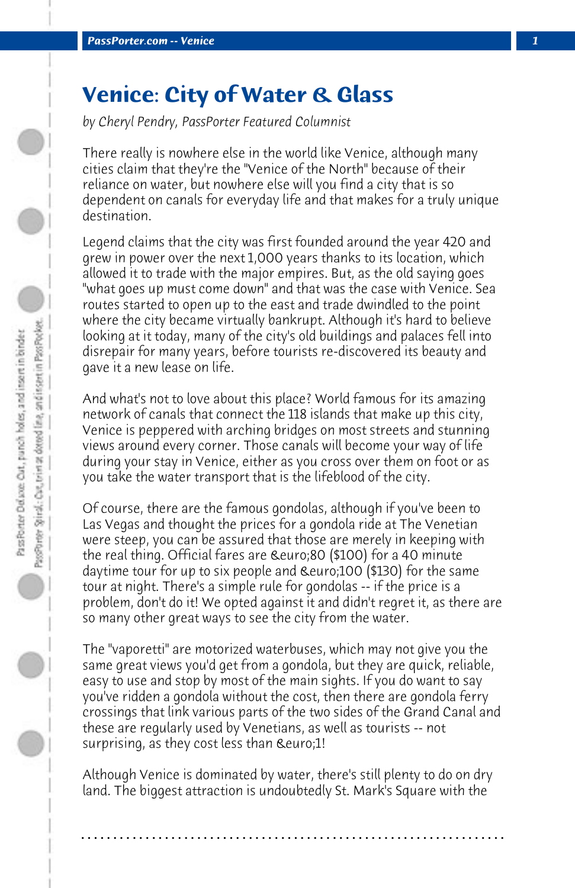# Venice: City of Water & Glass

*by Cheryl Pendry, PassPorter Featured Columnist*

There really is nowhere else in the world like Venice, although many cities claim that they're the "Venice of the North" because of their reliance on water, but nowhere else will you find a city that is so dependent on canals for everyday life and that makes for a truly unique destination.

Legend claims that the city was first founded around the year 420 and grew in power over the next 1,000 years thanks to its location, which allowed it to trade with the major empires. But, as the old saying goes "what goes up must come down" and that was the case with Venice. Sea routes started to open up to the east and trade dwindled to the point where the city became virtually bankrupt. Although it's hard to believe looking at it today, many of the city's old buildings and palaces fell into disrepair for many years, before tourists re-discovered its beauty and gave it a new lease on life.

And what's not to love about this place? World famous for its amazing network of canals that connect the 118 islands that make up this city, Venice is peppered with arching bridges on most streets and stunning views around every corner. Those canals will become your way of life during your stay in Venice, either as you cross over them on foot or as you take the water transport that is the lifeblood of the city.

Of course, there are the famous gondolas, although if you've been to Las Vegas and thought the prices for a gondola ride at The Venetian were steep, you can be assured that those are merely in keeping with the real thing. Official fares are &euro;80 ($100) for a 40 minute daytime tour for up to six people and &euro;100 ($130) for the same tour at night. There's a simple rule for gondolas -- if the price is a problem, don't do it! We opted against it and didn't regret it, as there are so many other great ways to see the city from the water.

The "vaporetti" are motorized waterbuses, which may not give you the same great views you'd get from a gondola, but they are quick, reliable, easy to use and stop by most of the main sights. If you do want to say you've ridden a gondola without the cost, then there are gondola ferry crossings that link various parts of the two sides of the Grand Canal and these are regularly used by Venetians, as well as tourists -- not surprising, as they cost less than &euro;1!

Although Venice is dominated by water, there's still plenty to do on dry land. The biggest attraction is undoubtedly St. Mark's Square with the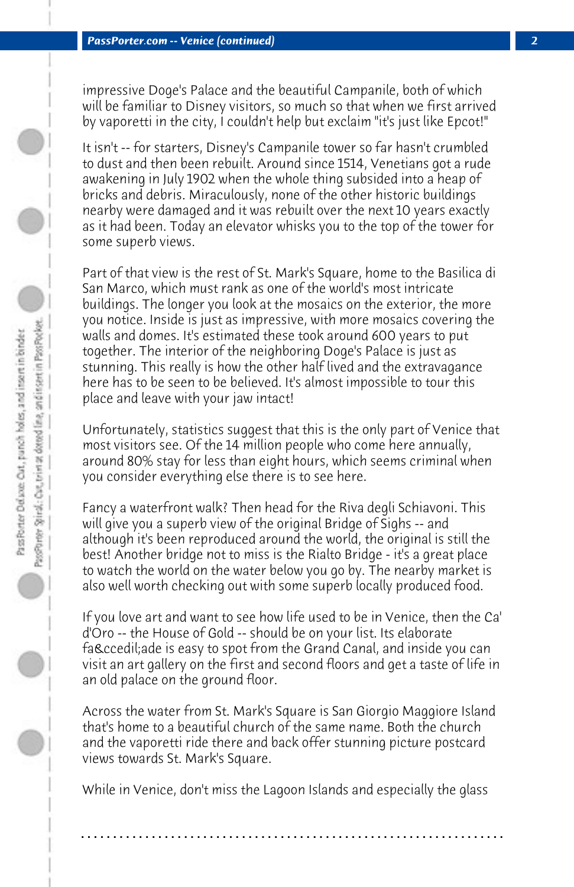impressive Doge's Palace and the beautiful Campanile, both of which will be familiar to Disney visitors, so much so that when we first arrived by vaporetti in the city, I couldn't help but exclaim "it's just like Epcot!"

It isn't -- for starters, Disney's Campanile tower so far hasn't crumbled to dust and then been rebuilt. Around since 1514, Venetians got a rude awakening in July 1902 when the whole thing subsided into a heap of bricks and debris. Miraculously, none of the other historic buildings nearby were damaged and it was rebuilt over the next 10 years exactly as it had been. Today an elevator whisks you to the top of the tower for some superb views.

Part of that view is the rest of St. Mark's Square, home to the Basilica di San Marco, which must rank as one of the world's most intricate buildings. The longer you look at the mosaics on the exterior, the more you notice. Inside is just as impressive, with more mosaics covering the walls and domes. It's estimated these took around 600 years to put together. The interior of the neighboring Doge's Palace is just as stunning. This really is how the other half lived and the extravagance here has to be seen to be believed. It's almost impossible to tour this place and leave with your jaw intact!

Unfortunately, statistics suggest that this is the only part of Venice that most visitors see. Of the 14 million people who come here annually, around 80% stay for less than eight hours, which seems criminal when you consider everything else there is to see here.

Fancy a waterfront walk? Then head for the Riva degli Schiavoni. This will give you a superb view of the original Bridge of Sighs -- and although it's been reproduced around the world, the original is still the best! Another bridge not to miss is the Rialto Bridge - it's a great place to watch the world on the water below you go by. The nearby market is also well worth checking out with some superb locally produced food.

If you love art and want to see how life used to be in Venice, then the Ca' d'Oro -- the House of Gold -- should be on your list. Its elaborate fa&ccedil;ade is easy to spot from the Grand Canal, and inside you can visit an art gallery on the first and second floors and get a taste of life in an old palace on the ground floor.

Across the water from St. Mark's Square is San Giorgio Maggiore Island that's home to a beautiful church of the same name. Both the church and the vaporetti ride there and back offer stunning picture postcard views towards St. Mark's Square.

While in Venice, don't miss the Lagoon Islands and especially the glass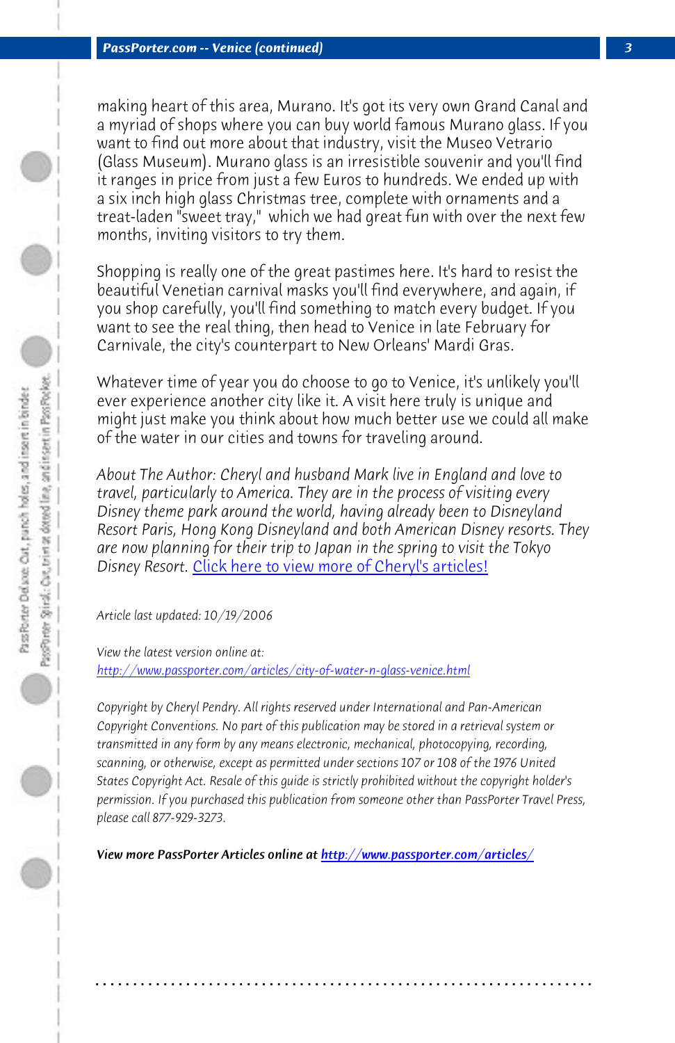making heart of this area, Murano. It's got its very own Grand Canal and a myriad of shops where you can buy world famous Murano glass. If you want to find out more about that industry, visit the Museo Vetrario (Glass Museum). Murano glass is an irresistible souvenir and you'll find it ranges in price from just a few Euros to hundreds. We ended up with a six inch high glass Christmas tree, complete with ornaments and a treat-laden "sweet tray," which we had great fun with over the next few months, inviting visitors to try them.

Shopping is really one of the great pastimes here. It's hard to resist the beautiful Venetian carnival masks you'll find everywhere, and again, if you shop carefully, you'll find something to match every budget. If you want to see the real thing, then head to Venice in late February for Carnivale, the city's counterpart to New Orleans' Mardi Gras.

Whatever time of year you do choose to go to Venice, it's unlikely you'll ever experience another city like it. A visit here truly is unique and might just make you think about how much better use we could all make of the water in our cities and towns for traveling around.

*About The Author: Cheryl and husband Mark live in England and love to travel, particularly to America. They are in the process of visiting every Disney theme park around the world, having already been to Disneyland Resort Paris, Hong Kong Disneyland and both American Disney resorts. They are now planning for their trip to Japan in the spring to visit the Tokyo Disney Resort.* [Click here to view more of Cheryl's articles!]

*Article last updated: 10/19/2006*

*View the latest version online at:*
*http://www.passporter.com/articles/city-of-water-n-glass-venice.html*

*Copyright by Cheryl Pendry. All rights reserved under International and Pan-American Copyright Conventions. No part of this publication may be stored in a retrieval system or transmitted in any form by any means electronic, mechanical, photocopying, recording, scanning, or otherwise, except as permitted under sections 107 or 108 of the 1976 United States Copyright Act. Resale of this guide is strictly prohibited without the copyright holder's permission. If you purchased this publication from someone other than PassPorter Travel Press, please call 877-929-3273.*

***View more PassPorter Articles online at http://www.passporter.com/articles/***